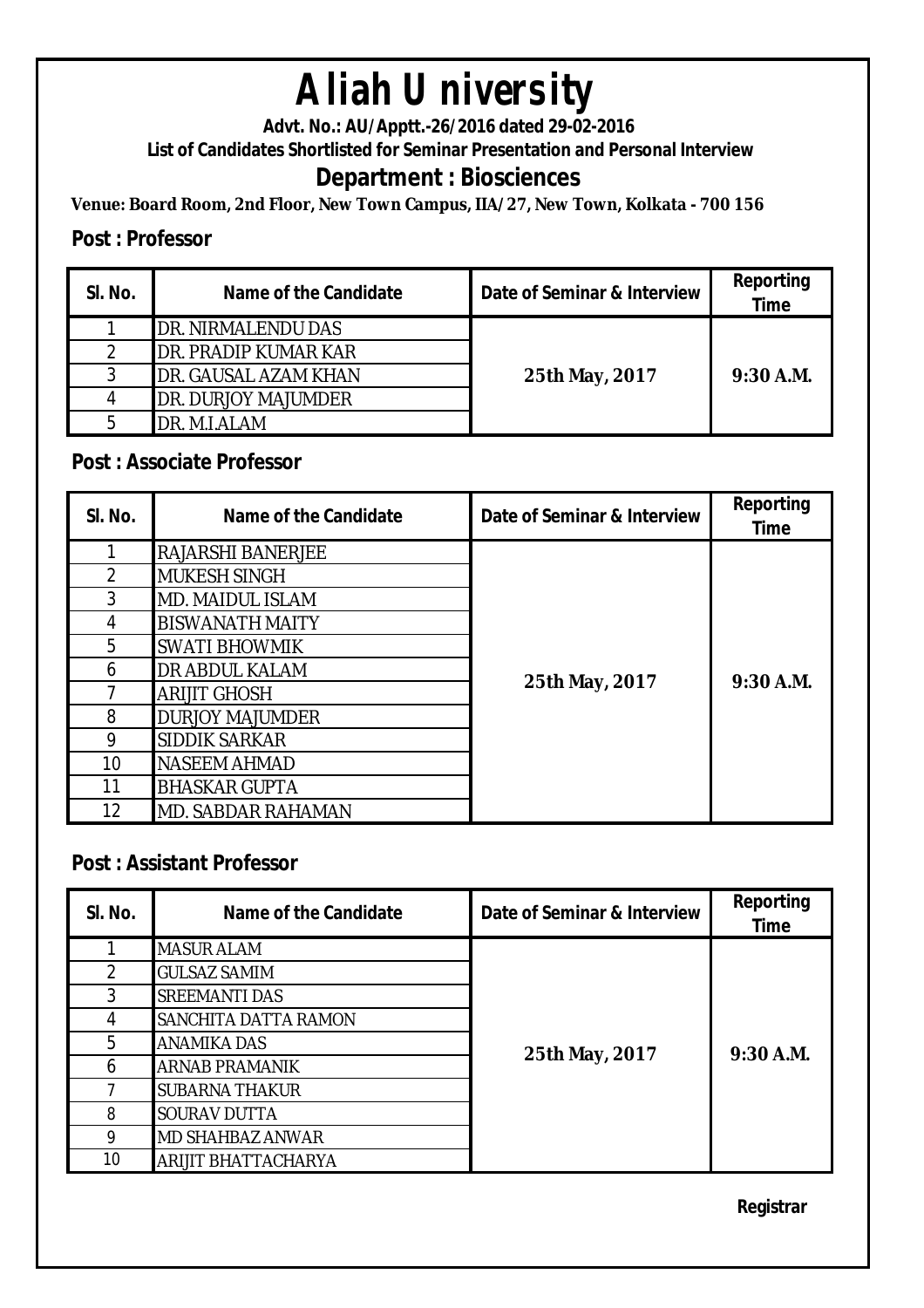# Aliah University

**Advt. No.: AU/Apptt.-26/2016 dated 29-02-2016**

**List of Candidates Shortlisted for Seminar Presentation and Personal Interview**

## Department : Biosciences

**Venue: Board Room, 2nd Floor, New Town Campus, IIA/27, New Town, Kolkata - 700 156**

### Post : Professor

| Sl. No. | Name of the Candidate | Date of Seminar & Interview | Reporting Time |
|---|---|---|---|
| 1 | DR. NIRMALENDU DAS | 25th May, 2017 | 9:30 A.M. |
| 2 | DR. PRADIP KUMAR KAR | | |
| 3 | DR. GAUSAL AZAM KHAN | | |
| 4 | DR. DURJOY MAJUMDER | | |
| 5 | DR. M.I.ALAM | | |

### Post : Associate Professor

| Sl. No. | Name of the Candidate | Date of Seminar & Interview | Reporting Time |
|---|---|---|---|
| 1 | RAJARSHI BANERJEE | 25th May, 2017 | 9:30 A.M. |
| 2 | MUKESH SINGH | | |
| 3 | MD. MAIDUL ISLAM | | |
| 4 | BISWANATH MAITY | | |
| 5 | SWATI BHOWMIK | | |
| 6 | DR ABDUL KALAM | | |
| 7 | ARIJIT GHOSH | | |
| 8 | DURJOY MAJUMDER | | |
| 9 | SIDDIK SARKAR | | |
| 10 | NASEEM AHMAD | | |
| 11 | BHASKAR GUPTA | | |
| 12 | MD. SABDAR RAHAMAN | | |

### Post : Assistant Professor

| Sl. No. | Name of the Candidate | Date of Seminar & Interview | Reporting Time |
|---|---|---|---|
| 1 | MASUR ALAM | 25th May, 2017 | 9:30 A.M. |
| 2 | GULSAZ SAMIM | | |
| 3 | SREEMANTI DAS | | |
| 4 | SANCHITA DATTA RAMON | | |
| 5 | ANAMIKA DAS | | |
| 6 | ARNAB PRAMANIK | | |
| 7 | SUBARNA THAKUR | | |
| 8 | SOURAV DUTTA | | |
| 9 | MD SHAHBAZ ANWAR | | |
| 10 | ARIJIT BHATTACHARYA | | |

**Registrar**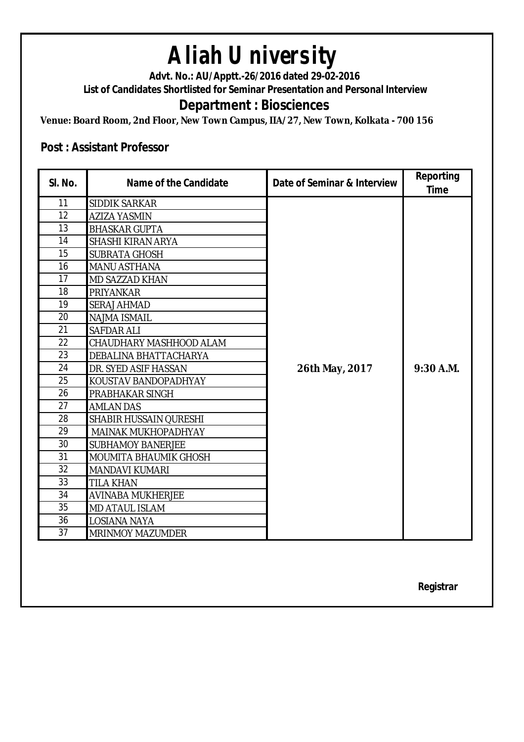# Aliah University

**Advt. No.: AU/Apptt.-26/2016 dated 29-02-2016**

**List of Candidates Shortlisted for Seminar Presentation and Personal Interview**

## Department : Biosciences

**Venue: Board Room, 2nd Floor, New Town Campus, IIA/27, New Town, Kolkata - 700 156**

**Post : Assistant Professor**

| Sl. No. | Name of the Candidate | Date of Seminar & Interview | Reporting Time |
|---|---|---|---|
| 11 | SIDDIK SARKAR | 26th May, 2017 | 9:30 A.M. |
| 12 | AZIZA YASMIN | | |
| 13 | BHASKAR GUPTA | | |
| 14 | SHASHI KIRAN ARYA | | |
| 15 | SUBRATA GHOSH | | |
| 16 | MANU ASTHANA | | |
| 17 | MD SAZZAD KHAN | | |
| 18 | PRIYANKAR | | |
| 19 | SERAJ AHMAD | | |
| 20 | NAJMA ISMAIL | | |
| 21 | SAFDAR ALI | | |
| 22 | CHAUDHARY MASHHOOD ALAM | | |
| 23 | DEBALINA BHATTACHARYA | | |
| 24 | DR. SYED ASIF HASSAN | | |
| 25 | KOUSTAV BANDOPADHYAY | | |
| 26 | PRABHAKAR SINGH | | |
| 27 | AMLAN DAS | | |
| 28 | SHABIR HUSSAIN QURESHI | | |
| 29 | MAINAK MUKHOPADHYAY | | |
| 30 | SUBHAMOY BANERJEE | | |
| 31 | MOUMITA BHAUMIK GHOSH | | |
| 32 | MANDAVI KUMARI | | |
| 33 | TILA KHAN | | |
| 34 | AVINABA MUKHERJEE | | |
| 35 | MD ATAUL ISLAM | | |
| 36 | LOSIANA NAYA | | |
| 37 | MRINMOY MAZUMDER | | |

**Registrar**